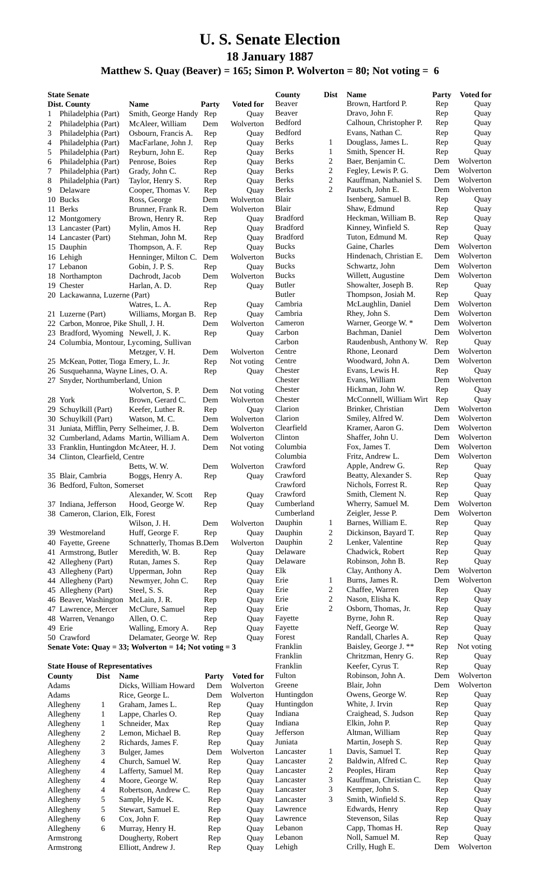# U. S. Senate Election

## 18 January 1887

### Matthew S. Quay (Beaver) = 165; Simon P. Wolverton = 80; Not voting = 6

**State Senate**

| Dist. | County | Name | Party | Voted for |
|---|---|---|---|---|
| 1 | Philadelphia (Part) | Smith, George Handy | Rep | Quay |
| 2 | Philadelphia (Part) | McAleer, William | Dem | Wolverton |
| 3 | Philadelphia (Part) | Osbourn, Francis A. | Rep | Quay |
| 4 | Philadelphia (Part) | MacFarlane, John J. | Rep | Quay |
| 5 | Philadelphia (Part) | Reyburn, John E. | Rep | Quay |
| 6 | Philadelphia (Part) | Penrose, Boies | Rep | Quay |
| 7 | Philadelphia (Part) | Grady, John C. | Rep | Quay |
| 8 | Philadelphia (Part) | Taylor, Henry S. | Rep | Quay |
| 9 | Delaware | Cooper, Thomas V. | Rep | Quay |
| 10 | Bucks | Ross, George | Dem | Wolverton |
| 11 | Berks | Brunner, Frank R. | Dem | Wolverton |
| 12 | Montgomery | Brown, Henry R. | Rep | Quay |
| 13 | Lancaster (Part) | Mylin, Amos H. | Rep | Quay |
| 14 | Lancaster (Part) | Stehman, John M. | Rep | Quay |
| 15 | Dauphin | Thompson, A. F. | Rep | Quay |
| 16 | Lehigh | Henninger, Milton C. | Dem | Wolverton |
| 17 | Lebanon | Gobin, J. P. S. | Rep | Quay |
| 18 | Northampton | Dachrodt, Jacob | Dem | Wolverton |
| 19 | Chester | Harlan, A. D. | Rep | Quay |
| 20 | Lackawanna, Luzerne (Part) | Watres, L. A. | Rep | Quay |
| 21 | Luzerne (Part) | Williams, Morgan B. | Rep | Quay |
| 22 | Carbon, Monroe, Pike | Shull, J. H. | Dem | Wolverton |
| 23 | Bradford, Wyoming | Newell, J. K. | Rep | Quay |
| 24 | Columbia, Montour, Lycoming, Sullivan | Metzger, V. H. | Dem | Wolverton |
| 25 | McKean, Potter, Tioga | Emery, L. Jr. | Rep | Not voting |
| 26 | Susquehanna, Wayne | Lines, O. A. | Rep | Quay |
| 27 | Snyder, Northumberland, Union | Wolverton, S. P. | Dem | Not voting |
| 28 | York | Brown, Gerard C. | Dem | Wolverton |
| 29 | Schuylkill (Part) | Keefer, Luther R. | Rep | Quay |
| 30 | Schuylkill (Part) | Watson, M. C. | Dem | Wolverton |
| 31 | Juniata, Mifflin, Perry | Selheimer, J. B. | Dem | Wolverton |
| 32 | Cumberland, Adams | Martin, William A. | Dem | Wolverton |
| 33 | Franklin, Huntingdon | McAteer, H. J. | Dem | Not voting |
| 34 | Clinton, Clearfield, Centre | Betts, W. W. | Dem | Wolverton |
| 35 | Blair, Cambria | Boggs, Henry A. | Rep | Quay |
| 36 | Bedford, Fulton, Somerset | Alexander, W. Scott | Rep | Quay |
| 37 | Indiana, Jefferson | Hood, George W. | Rep | Quay |
| 38 | Cameron, Clarion, Elk, Forest | Wilson, J. H. | Dem | Wolverton |
| 39 | Westmoreland | Huff, George F. | Rep | Quay |
| 40 | Fayette, Greene | Schnatterly, Thomas B. | Dem | Wolverton |
| 41 | Armstrong, Butler | Meredith, W. B. | Rep | Quay |
| 42 | Allegheny (Part) | Rutan, James S. | Rep | Quay |
| 43 | Allegheny (Part) | Upperman, John | Rep | Quay |
| 44 | Allegheny (Part) | Newmyer, John C. | Rep | Quay |
| 45 | Allegheny (Part) | Steel, S. S. | Rep | Quay |
| 46 | Beaver, Washington | McLain, J. R. | Rep | Quay |
| 47 | Lawrence, Mercer | McClure, Samuel | Rep | Quay |
| 48 | Warren, Venango | Allen, O. C. | Rep | Quay |
| 49 | Erie | Walling, Emory A. | Rep | Quay |
| 50 | Crawford | Delamater, George W. | Rep | Quay |

**Senate Vote: Quay = 33; Wolverton = 14; Not voting = 3**

**State House of Representatives**

| County | Dist | Name | Party | Voted for |
|---|---|---|---|---|
| Adams | | Dicks, William Howard | Dem | Wolverton |
| Adams | | Rice, George L. | Dem | Wolverton |
| Allegheny | 1 | Graham, James L. | Rep | Quay |
| Allegheny | 1 | Lappe, Charles O. | Rep | Quay |
| Allegheny | 1 | Schneider, Max | Rep | Quay |
| Allegheny | 2 | Lemon, Michael B. | Rep | Quay |
| Allegheny | 2 | Richards, James F. | Rep | Quay |
| Allegheny | 3 | Bulger, James | Dem | Wolverton |
| Allegheny | 4 | Church, Samuel W. | Rep | Quay |
| Allegheny | 4 | Lafferty, Samuel M. | Rep | Quay |
| Allegheny | 4 | Moore, George W. | Rep | Quay |
| Allegheny | 4 | Robertson, Andrew C. | Rep | Quay |
| Allegheny | 5 | Sample, Hyde K. | Rep | Quay |
| Allegheny | 5 | Stewart, Samuel E. | Rep | Quay |
| Allegheny | 6 | Cox, John F. | Rep | Quay |
| Allegheny | 6 | Murray, Henry H. | Rep | Quay |
| Armstrong | | Dougherty, Robert | Rep | Quay |
| Armstrong | | Elliott, Andrew J. | Rep | Quay |
| Beaver | | Brown, Hartford P. | Rep | Quay |
| Beaver | | Dravo, John F. | Rep | Quay |
| Bedford | | Calhoun, Christopher P. | Rep | Quay |
| Bedford | | Evans, Nathan C. | Rep | Quay |
| Berks | 1 | Douglass, James L. | Rep | Quay |
| Berks | 1 | Smith, Spencer H. | Rep | Quay |
| Berks | 2 | Baer, Benjamin C. | Dem | Wolverton |
| Berks | 2 | Fegley, Lewis P. G. | Dem | Wolverton |
| Berks | 2 | Kauffman, Nathaniel S. | Dem | Wolverton |
| Berks | 2 | Pautsch, John E. | Dem | Wolverton |
| Blair | | Isenberg, Samuel B. | Rep | Quay |
| Blair | | Shaw, Edmund | Rep | Quay |
| Bradford | | Heckman, William B. | Rep | Quay |
| Bradford | | Kinney, Winfield S. | Rep | Quay |
| Bradford | | Tuton, Edmund M. | Rep | Quay |
| Bucks | | Gaine, Charles | Dem | Wolverton |
| Bucks | | Hindenach, Christian E. | Dem | Wolverton |
| Bucks | | Schwartz, John | Dem | Wolverton |
| Bucks | | Willett, Augustine | Dem | Wolverton |
| Butler | | Showalter, Joseph B. | Rep | Quay |
| Butler | | Thompson, Josiah M. | Rep | Quay |
| Cambria | | McLaughlin, Daniel | Dem | Wolverton |
| Cambria | | Rhey, John S. | Dem | Wolverton |
| Cameron | | Warner, George W. * | Dem | Wolverton |
| Carbon | | Bachman, Daniel | Dem | Wolverton |
| Carbon | | Raudenbush, Anthony W. | Rep | Quay |
| Centre | | Rhone, Leonard | Dem | Wolverton |
| Centre | | Woodward, John A. | Dem | Wolverton |
| Chester | | Evans, Lewis H. | Rep | Quay |
| Chester | | Evans, William | Dem | Wolverton |
| Chester | | Hickman, John W. | Rep | Quay |
| Chester | | McConnell, William Wirt | Rep | Quay |
| Clarion | | Brinker, Christian | Dem | Wolverton |
| Clarion | | Smiley, Alfred W. | Dem | Wolverton |
| Clearfield | | Kramer, Aaron G. | Dem | Wolverton |
| Clinton | | Shaffer, John U. | Dem | Wolverton |
| Columbia | | Fox, James T. | Dem | Wolverton |
| Columbia | | Fritz, Andrew L. | Dem | Wolverton |
| Crawford | | Apple, Andrew G. | Rep | Quay |
| Crawford | | Beatty, Alexander S. | Rep | Quay |
| Crawford | | Nichols, Forrest R. | Rep | Quay |
| Crawford | | Smith, Clement N. | Rep | Quay |
| Cumberland | | Wherry, Samuel M. | Dem | Wolverton |
| Cumberland | | Zeigler, Jesse P. | Dem | Wolverton |
| Dauphin | 1 | Barnes, William E. | Rep | Quay |
| Dauphin | 2 | Dickinson, Bayard T. | Rep | Quay |
| Dauphin | 2 | Lenker, Valentine | Rep | Quay |
| Delaware | | Chadwick, Robert | Rep | Quay |
| Delaware | | Robinson, John B. | Rep | Quay |
| Elk | | Clay, Anthony A. | Dem | Wolverton |
| Erie | 1 | Burns, James R. | Dem | Wolverton |
| Erie | 2 | Chaffee, Warren | Rep | Quay |
| Erie | 2 | Nason, Elisha K. | Rep | Quay |
| Erie | 2 | Osborn, Thomas, Jr. | Rep | Quay |
| Fayette | | Byrne, John R. | Rep | Quay |
| Fayette | | Neff, George W. | Rep | Quay |
| Forest | | Randall, Charles A. | Rep | Quay |
| Franklin | | Baisley, George J. ** | Rep | Not voting |
| Franklin | | Chritzman, Henry G. | Rep | Quay |
| Franklin | | Keefer, Cyrus T. | Rep | Quay |
| Fulton | | Robinson, John A. | Dem | Wolverton |
| Greene | | Blair, John | Dem | Wolverton |
| Huntingdon | | Owens, George W. | Rep | Quay |
| Huntingdon | | White, J. Irvin | Rep | Quay |
| Indiana | | Craighead, S. Judson | Rep | Quay |
| Indiana | | Elkin, John P. | Rep | Quay |
| Jefferson | | Altman, William | Rep | Quay |
| Juniata | | Martin, Joseph S. | Rep | Quay |
| Lancaster | 1 | Davis, Samuel T. | Rep | Quay |
| Lancaster | 2 | Baldwin, Alfred C. | Rep | Quay |
| Lancaster | 2 | Peoples, Hiram | Rep | Quay |
| Lancaster | 3 | Kauffman, Christian C. | Rep | Quay |
| Lancaster | 3 | Kemper, John S. | Rep | Quay |
| Lancaster | 3 | Smith, Winfield S. | Rep | Quay |
| Lawrence | | Edwards, Henry | Rep | Quay |
| Lawrence | | Stevenson, Silas | Rep | Quay |
| Lebanon | | Capp, Thomas H. | Rep | Quay |
| Lebanon | | Noll, Samuel M. | Rep | Quay |
| Lehigh | | Crilly, Hugh E. | Dem | Wolverton |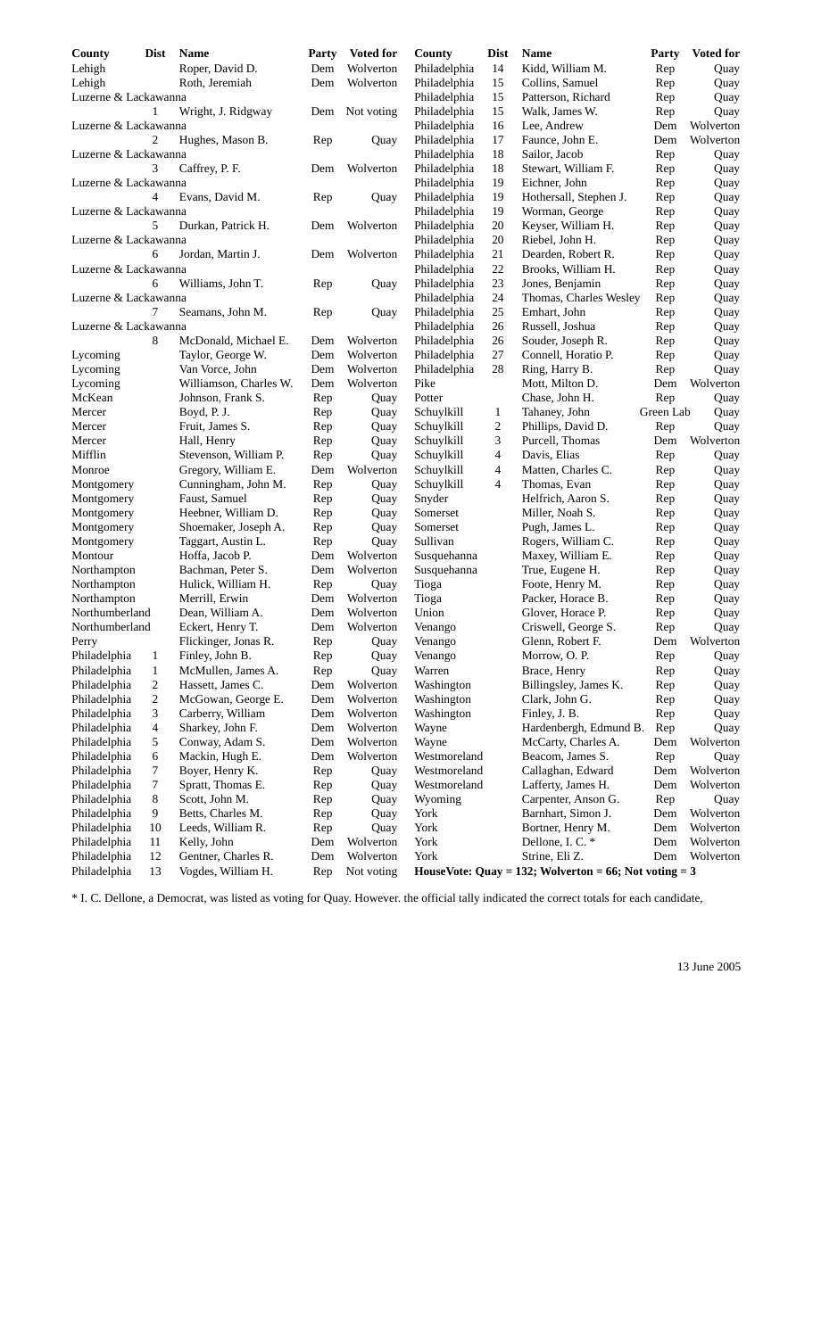| County | Dist | Name | Party | Voted for |
|---|---|---|---|---|
| Lehigh | | Roper, David D. | Dem | Wolverton |
| Lehigh | | Roth, Jeremiah | Dem | Wolverton |
| Luzerne & Lackawanna | 1 | Wright, J. Ridgway | Dem | Not voting |
| Luzerne & Lackawanna | 2 | Hughes, Mason B. | Rep | Quay |
| Luzerne & Lackawanna | 3 | Caffrey, P. F. | Dem | Wolverton |
| Luzerne & Lackawanna | 4 | Evans, David M. | Rep | Quay |
| Luzerne & Lackawanna | 5 | Durkan, Patrick H. | Dem | Wolverton |
| Luzerne & Lackawanna | 6 | Jordan, Martin J. | Dem | Wolverton |
| Luzerne & Lackawanna | 6 | Williams, John T. | Rep | Quay |
| Luzerne & Lackawanna | 7 | Seamans, John M. | Rep | Quay |
| Luzerne & Lackawanna | 8 | McDonald, Michael E. | Dem | Wolverton |
| Lycoming | | Taylor, George W. | Dem | Wolverton |
| Lycoming | | Van Vorce, John | Dem | Wolverton |
| Lycoming | | Williamson, Charles W. | Dem | Wolverton |
| McKean | | Johnson, Frank S. | Rep | Quay |
| Mercer | | Boyd, P. J. | Rep | Quay |
| Mercer | | Fruit, James S. | Rep | Quay |
| Mercer | | Hall, Henry | Rep | Quay |
| Mifflin | | Stevenson, William P. | Rep | Quay |
| Monroe | | Gregory, William E. | Dem | Wolverton |
| Montgomery | | Cunningham, John M. | Rep | Quay |
| Montgomery | | Faust, Samuel | Rep | Quay |
| Montgomery | | Heebner, William D. | Rep | Quay |
| Montgomery | | Shoemaker, Joseph A. | Rep | Quay |
| Montgomery | | Taggart, Austin L. | Rep | Quay |
| Montour | | Hoffa, Jacob P. | Dem | Wolverton |
| Northampton | | Bachman, Peter S. | Dem | Wolverton |
| Northampton | | Hulick, William H. | Rep | Quay |
| Northampton | | Merrill, Erwin | Dem | Wolverton |
| Northumberland | | Dean, William A. | Dem | Wolverton |
| Northumberland | | Eckert, Henry T. | Dem | Wolverton |
| Perry | | Flickinger, Jonas R. | Rep | Quay |
| Philadelphia | 1 | Finley, John B. | Rep | Quay |
| Philadelphia | 1 | McMullen, James A. | Rep | Quay |
| Philadelphia | 2 | Hassett, James C. | Dem | Wolverton |
| Philadelphia | 2 | McGowan, George E. | Dem | Wolverton |
| Philadelphia | 3 | Carberry, William | Dem | Wolverton |
| Philadelphia | 4 | Sharkey, John F. | Dem | Wolverton |
| Philadelphia | 5 | Conway, Adam S. | Dem | Wolverton |
| Philadelphia | 6 | Mackin, Hugh E. | Dem | Wolverton |
| Philadelphia | 7 | Boyer, Henry K. | Rep | Quay |
| Philadelphia | 7 | Spratt, Thomas E. | Rep | Quay |
| Philadelphia | 8 | Scott, John M. | Rep | Quay |
| Philadelphia | 9 | Betts, Charles M. | Rep | Quay |
| Philadelphia | 10 | Leeds, William R. | Rep | Quay |
| Philadelphia | 11 | Kelly, John | Dem | Wolverton |
| Philadelphia | 12 | Gentner, Charles R. | Dem | Wolverton |
| Philadelphia | 13 | Vogdes, William H. | Rep | Not voting |
| Philadelphia | 14 | Kidd, William M. | Rep | Quay |
| Philadelphia | 15 | Collins, Samuel | Rep | Quay |
| Philadelphia | 15 | Patterson, Richard | Rep | Quay |
| Philadelphia | 15 | Walk, James W. | Rep | Quay |
| Philadelphia | 16 | Lee, Andrew | Dem | Wolverton |
| Philadelphia | 17 | Faunce, John E. | Dem | Wolverton |
| Philadelphia | 18 | Sailor, Jacob | Rep | Quay |
| Philadelphia | 18 | Stewart, William F. | Rep | Quay |
| Philadelphia | 19 | Eichner, John | Rep | Quay |
| Philadelphia | 19 | Hothersall, Stephen J. | Rep | Quay |
| Philadelphia | 19 | Worman, George | Rep | Quay |
| Philadelphia | 20 | Keyser, William H. | Rep | Quay |
| Philadelphia | 20 | Riebel, John H. | Rep | Quay |
| Philadelphia | 21 | Dearden, Robert R. | Rep | Quay |
| Philadelphia | 22 | Brooks, William H. | Rep | Quay |
| Philadelphia | 23 | Jones, Benjamin | Rep | Quay |
| Philadelphia | 24 | Thomas, Charles Wesley | Rep | Quay |
| Philadelphia | 25 | Emhart, John | Rep | Quay |
| Philadelphia | 26 | Russell, Joshua | Rep | Quay |
| Philadelphia | 26 | Souder, Joseph R. | Rep | Quay |
| Philadelphia | 27 | Connell, Horatio P. | Rep | Quay |
| Philadelphia | 28 | Ring, Harry B. | Rep | Quay |
| Pike | | Mott, Milton D. | Dem | Wolverton |
| Potter | | Chase, John H. | Rep | Quay |
| Schuylkill | 1 | Tahaney, John | Green Lab | Quay |
| Schuylkill | 2 | Phillips, David D. | Rep | Quay |
| Schuylkill | 3 | Purcell, Thomas | Dem | Wolverton |
| Schuylkill | 4 | Davis, Elias | Rep | Quay |
| Schuylkill | 4 | Matten, Charles C. | Rep | Quay |
| Schuylkill | 4 | Thomas, Evan | Rep | Quay |
| Snyder | | Helfrich, Aaron S. | Rep | Quay |
| Somerset | | Miller, Noah S. | Rep | Quay |
| Somerset | | Pugh, James L. | Rep | Quay |
| Sullivan | | Rogers, William C. | Rep | Quay |
| Susquehanna | | Maxey, William E. | Rep | Quay |
| Susquehanna | | True, Eugene H. | Rep | Quay |
| Tioga | | Foote, Henry M. | Rep | Quay |
| Tioga | | Packer, Horace B. | Rep | Quay |
| Union | | Glover, Horace P. | Rep | Quay |
| Venango | | Criswell, George S. | Rep | Quay |
| Venango | | Glenn, Robert F. | Dem | Wolverton |
| Venango | | Morrow, O. P. | Rep | Quay |
| Warren | | Brace, Henry | Rep | Quay |
| Washington | | Billingsley, James K. | Rep | Quay |
| Washington | | Clark, John G. | Rep | Quay |
| Washington | | Finley, J. B. | Rep | Quay |
| Wayne | | Hardenbergh, Edmund B. | Rep | Quay |
| Wayne | | McCarty, Charles A. | Dem | Wolverton |
| Westmoreland | | Beacom, James S. | Rep | Quay |
| Westmoreland | | Callaghan, Edward | Dem | Wolverton |
| Westmoreland | | Lafferty, James H. | Dem | Wolverton |
| Wyoming | | Carpenter, Anson G. | Rep | Quay |
| York | | Barnhart, Simon J. | Dem | Wolverton |
| York | | Bortner, Henry M. | Dem | Wolverton |
| York | | Dellone, I. C. * | Dem | Wolverton |
| York | | Strine, Eli Z. | Dem | Wolverton |

**House Vote: Quay = 132; Wolverton = 66; Not voting = 3**

* I. C. Dellone, a Democrat, was listed as voting for Quay. However. the official tally indicated the correct totals for each candidate,

13 June 2005